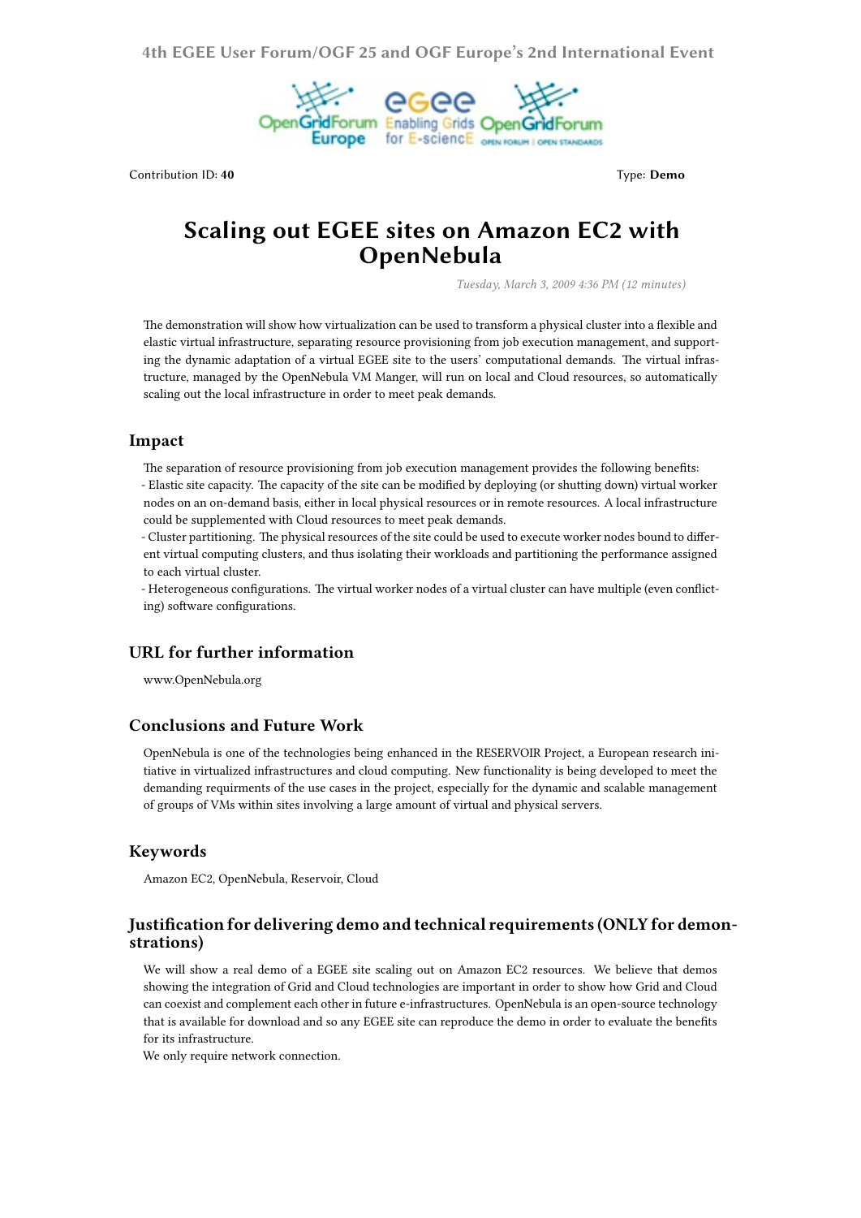Contribution ID: **40**

Type: **Demo**

# Scaling out EGEE sites on Amazon EC2 with OpenNebula

*Tuesday, March 3, 2009 4:36 PM (12 minutes)*

The demonstration will show how virtualization can be used to transform a physical cluster into a flexible and elastic virtual infrastructure, separating resource provisioning from job execution management, and supporting the dynamic adaptation of a virtual EGEE site to the users' computational demands. The virtual infrastructure, managed by the OpenNebula VM Manger, will run on local and Cloud resources, so automatically scaling out the local infrastructure in order to meet peak demands.

## Impact

The separation of resource provisioning from job execution management provides the following benefits:
- Elastic site capacity. The capacity of the site can be modified by deploying (or shutting down) virtual worker nodes on an on-demand basis, either in local physical resources or in remote resources. A local infrastructure could be supplemented with Cloud resources to meet peak demands.
- Cluster partitioning. The physical resources of the site could be used to execute worker nodes bound to different virtual computing clusters, and thus isolating their workloads and partitioning the performance assigned to each virtual cluster.
- Heterogeneous configurations. The virtual worker nodes of a virtual cluster can have multiple (even conflicting) software configurations.

## URL for further information

www.OpenNebula.org

## Conclusions and Future Work

OpenNebula is one of the technologies being enhanced in the RESERVOIR Project, a European research initiative in virtualized infrastructures and cloud computing. New functionality is being developed to meet the demanding requirments of the use cases in the project, especially for the dynamic and scalable management of groups of VMs within sites involving a large amount of virtual and physical servers.

## Keywords

Amazon EC2, OpenNebula, Reservoir, Cloud

## Justification for delivering demo and technical requirements (ONLY for demonstrations)

We will show a real demo of a EGEE site scaling out on Amazon EC2 resources. We believe that demos showing the integration of Grid and Cloud technologies are important in order to show how Grid and Cloud can coexist and complement each other in future e-infrastructures. OpenNebula is an open-source technology that is available for download and so any EGEE site can reproduce the demo in order to evaluate the benefits for its infrastructure.
We only require network connection.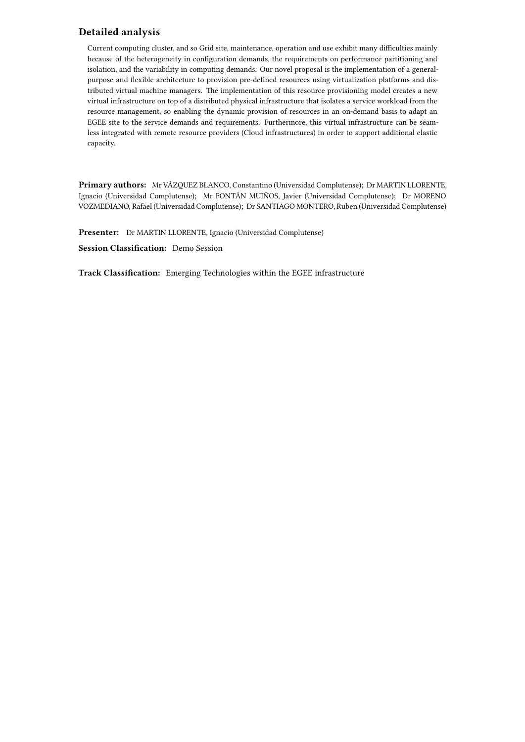## Detailed analysis

Current computing cluster, and so Grid site, maintenance, operation and use exhibit many difficulties mainly because of the heterogeneity in configuration demands, the requirements on performance partitioning and isolation, and the variability in computing demands. Our novel proposal is the implementation of a general-purpose and flexible architecture to provision pre-defined resources using virtualization platforms and distributed virtual machine managers. The implementation of this resource provisioning model creates a new virtual infrastructure on top of a distributed physical infrastructure that isolates a service workload from the resource management, so enabling the dynamic provision of resources in an on-demand basis to adapt an EGEE site to the service demands and requirements. Furthermore, this virtual infrastructure can be seamless integrated with remote resource providers (Cloud infrastructures) in order to support additional elastic capacity.

**Primary authors:** Mr VÁZQUEZ BLANCO, Constantino (Universidad Complutense); Dr MARTIN LLORENTE, Ignacio (Universidad Complutense); Mr FONTÁN MUIÑOS, Javier (Universidad Complutense); Dr MORENO VOZMEDIANO, Rafael (Universidad Complutense); Dr SANTIAGO MONTERO, Ruben (Universidad Complutense)

**Presenter:** Dr MARTIN LLORENTE, Ignacio (Universidad Complutense)

**Session Classification:** Demo Session

**Track Classification:** Emerging Technologies within the EGEE infrastructure